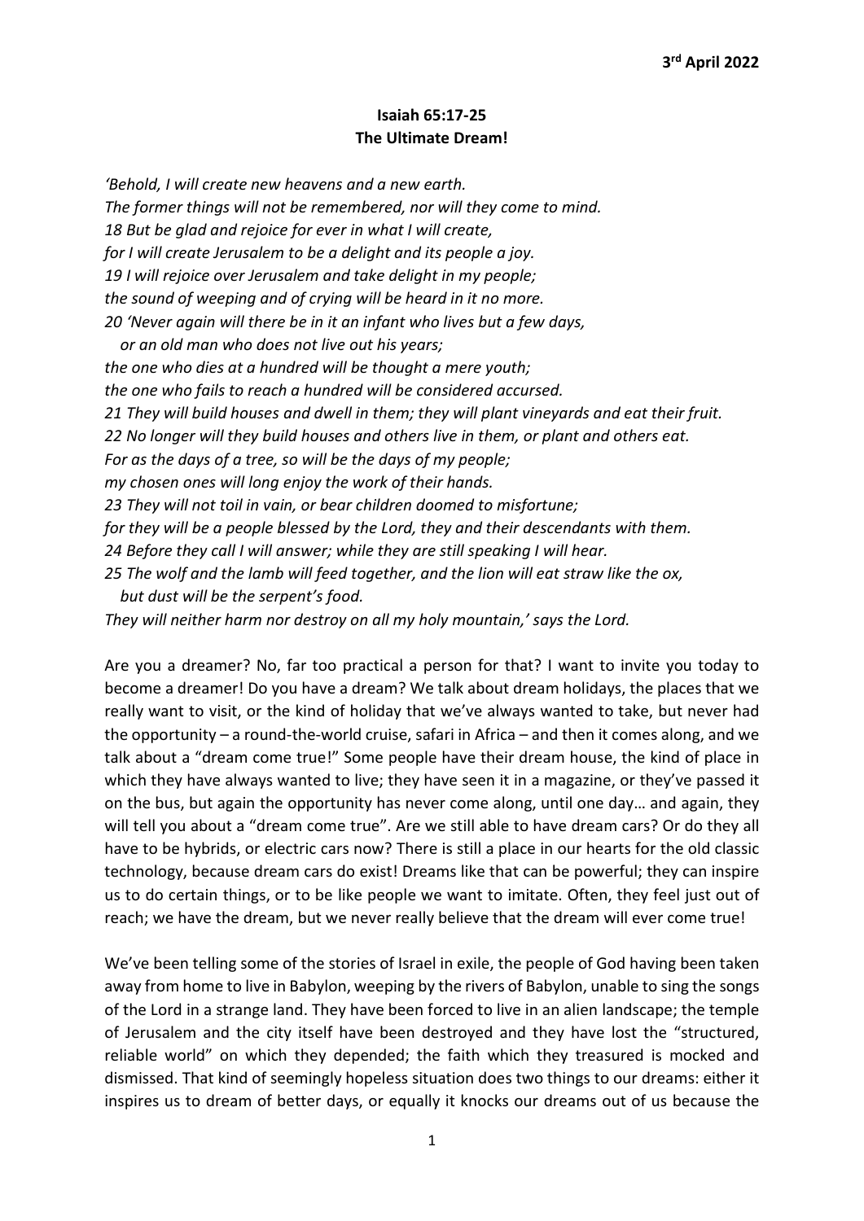**3rd April 2022**

## Isaiah 65:17-25
## The Ultimate Dream!

*'Behold, I will create new heavens and a new earth.*
*The former things will not be remembered, nor will they come to mind.*
*18 But be glad and rejoice for ever in what I will create,*
*for I will create Jerusalem to be a delight and its people a joy.*
*19 I will rejoice over Jerusalem and take delight in my people;*
*the sound of weeping and of crying will be heard in it no more.*
*20 'Never again will there be in it an infant who lives but a few days,*
*or an old man who does not live out his years;*
*the one who dies at a hundred will be thought a mere youth;*
*the one who fails to reach a hundred will be considered accursed.*
*21 They will build houses and dwell in them; they will plant vineyards and eat their fruit.*
*22 No longer will they build houses and others live in them, or plant and others eat.*
*For as the days of a tree, so will be the days of my people;*
*my chosen ones will long enjoy the work of their hands.*
*23 They will not toil in vain, or bear children doomed to misfortune;*
*for they will be a people blessed by the Lord, they and their descendants with them.*
*24 Before they call I will answer; while they are still speaking I will hear.*
*25 The wolf and the lamb will feed together, and the lion will eat straw like the ox,*
*but dust will be the serpent's food.*
*They will neither harm nor destroy on all my holy mountain,' says the Lord.*

Are you a dreamer? No, far too practical a person for that? I want to invite you today to become a dreamer! Do you have a dream? We talk about dream holidays, the places that we really want to visit, or the kind of holiday that we've always wanted to take, but never had the opportunity – a round-the-world cruise, safari in Africa – and then it comes along, and we talk about a "dream come true!" Some people have their dream house, the kind of place in which they have always wanted to live; they have seen it in a magazine, or they've passed it on the bus, but again the opportunity has never come along, until one day… and again, they will tell you about a "dream come true". Are we still able to have dream cars? Or do they all have to be hybrids, or electric cars now? There is still a place in our hearts for the old classic technology, because dream cars do exist! Dreams like that can be powerful; they can inspire us to do certain things, or to be like people we want to imitate. Often, they feel just out of reach; we have the dream, but we never really believe that the dream will ever come true!

We've been telling some of the stories of Israel in exile, the people of God having been taken away from home to live in Babylon, weeping by the rivers of Babylon, unable to sing the songs of the Lord in a strange land. They have been forced to live in an alien landscape; the temple of Jerusalem and the city itself have been destroyed and they have lost the "structured, reliable world" on which they depended; the faith which they treasured is mocked and dismissed. That kind of seemingly hopeless situation does two things to our dreams: either it inspires us to dream of better days, or equally it knocks our dreams out of us because the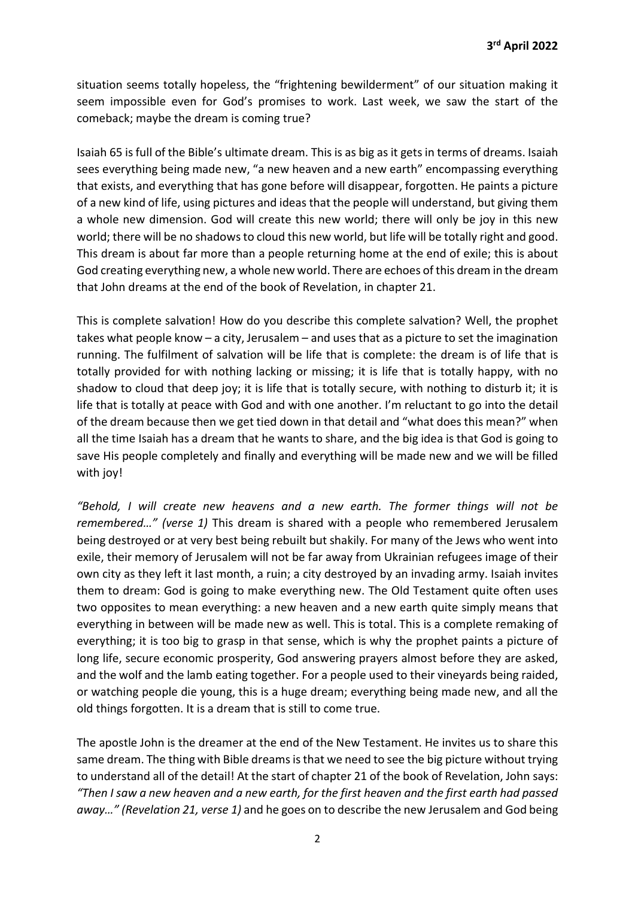situation seems totally hopeless, the "frightening bewilderment" of our situation making it seem impossible even for God's promises to work. Last week, we saw the start of the comeback; maybe the dream is coming true?

Isaiah 65 is full of the Bible's ultimate dream. This is as big as it gets in terms of dreams. Isaiah sees everything being made new, "a new heaven and a new earth" encompassing everything that exists, and everything that has gone before will disappear, forgotten. He paints a picture of a new kind of life, using pictures and ideas that the people will understand, but giving them a whole new dimension. God will create this new world; there will only be joy in this new world; there will be no shadows to cloud this new world, but life will be totally right and good. This dream is about far more than a people returning home at the end of exile; this is about God creating everything new, a whole new world. There are echoes of this dream in the dream that John dreams at the end of the book of Revelation, in chapter 21.

This is complete salvation! How do you describe this complete salvation? Well, the prophet takes what people know – a city, Jerusalem – and uses that as a picture to set the imagination running. The fulfilment of salvation will be life that is complete: the dream is of life that is totally provided for with nothing lacking or missing; it is life that is totally happy, with no shadow to cloud that deep joy; it is life that is totally secure, with nothing to disturb it; it is life that is totally at peace with God and with one another. I'm reluctant to go into the detail of the dream because then we get tied down in that detail and "what does this mean?" when all the time Isaiah has a dream that he wants to share, and the big idea is that God is going to save His people completely and finally and everything will be made new and we will be filled with joy!

*"Behold, I will create new heavens and a new earth. The former things will not be remembered…" (verse 1)* This dream is shared with a people who remembered Jerusalem being destroyed or at very best being rebuilt but shakily. For many of the Jews who went into exile, their memory of Jerusalem will not be far away from Ukrainian refugees image of their own city as they left it last month, a ruin; a city destroyed by an invading army. Isaiah invites them to dream: God is going to make everything new. The Old Testament quite often uses two opposites to mean everything: a new heaven and a new earth quite simply means that everything in between will be made new as well. This is total. This is a complete remaking of everything; it is too big to grasp in that sense, which is why the prophet paints a picture of long life, secure economic prosperity, God answering prayers almost before they are asked, and the wolf and the lamb eating together. For a people used to their vineyards being raided, or watching people die young, this is a huge dream; everything being made new, and all the old things forgotten. It is a dream that is still to come true.

The apostle John is the dreamer at the end of the New Testament. He invites us to share this same dream. The thing with Bible dreams is that we need to see the big picture without trying to understand all of the detail! At the start of chapter 21 of the book of Revelation, John says: *"Then I saw a new heaven and a new earth, for the first heaven and the first earth had passed away…" (Revelation 21, verse 1)* and he goes on to describe the new Jerusalem and God being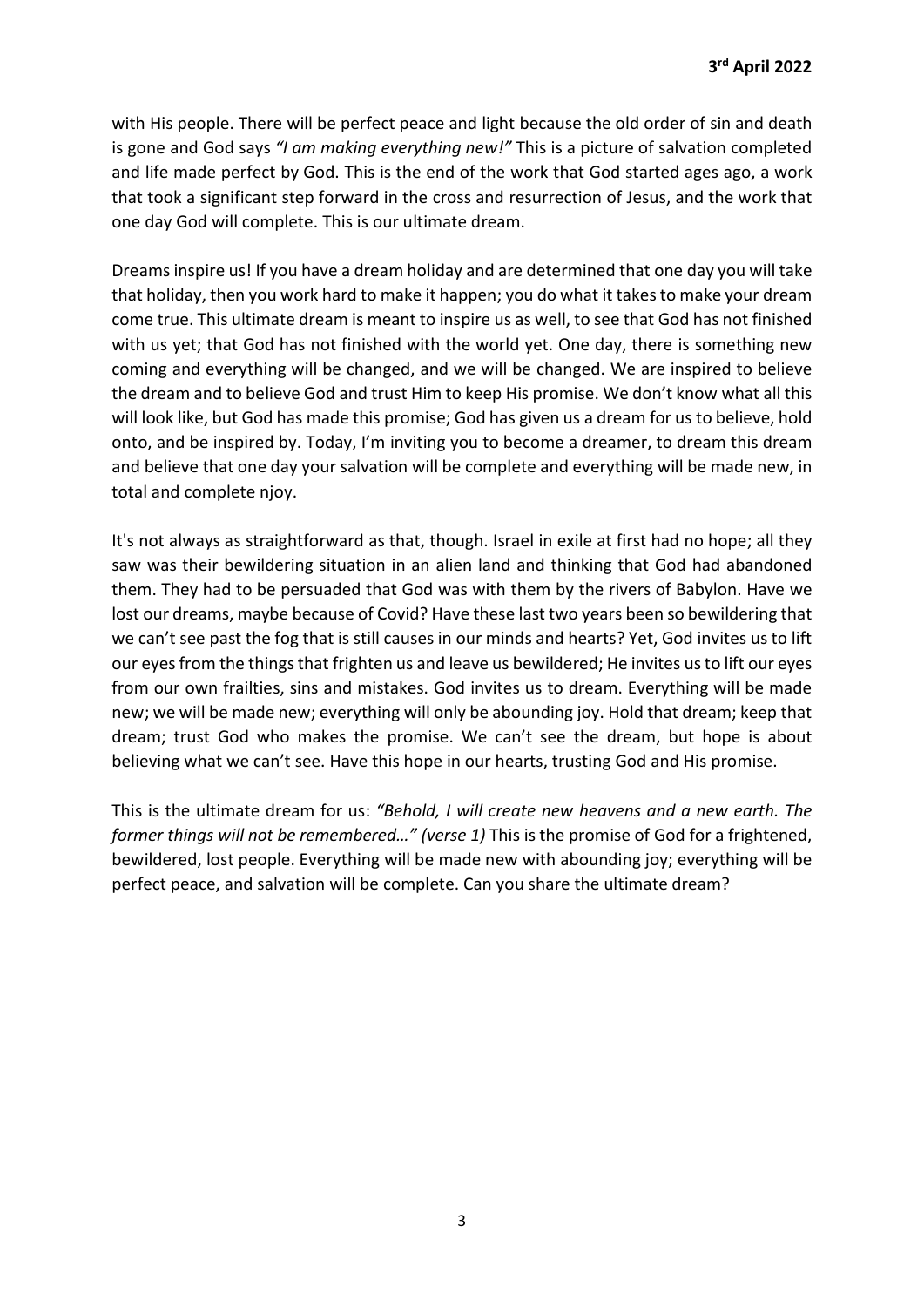with His people. There will be perfect peace and light because the old order of sin and death is gone and God says *"I am making everything new!"* This is a picture of salvation completed and life made perfect by God. This is the end of the work that God started ages ago, a work that took a significant step forward in the cross and resurrection of Jesus, and the work that one day God will complete. This is our ultimate dream.

Dreams inspire us! If you have a dream holiday and are determined that one day you will take that holiday, then you work hard to make it happen; you do what it takes to make your dream come true. This ultimate dream is meant to inspire us as well, to see that God has not finished with us yet; that God has not finished with the world yet. One day, there is something new coming and everything will be changed, and we will be changed. We are inspired to believe the dream and to believe God and trust Him to keep His promise. We don't know what all this will look like, but God has made this promise; God has given us a dream for us to believe, hold onto, and be inspired by. Today, I'm inviting you to become a dreamer, to dream this dream and believe that one day your salvation will be complete and everything will be made new, in total and complete njoy.

It's not always as straightforward as that, though. Israel in exile at first had no hope; all they saw was their bewildering situation in an alien land and thinking that God had abandoned them. They had to be persuaded that God was with them by the rivers of Babylon. Have we lost our dreams, maybe because of Covid? Have these last two years been so bewildering that we can't see past the fog that is still causes in our minds and hearts? Yet, God invites us to lift our eyes from the things that frighten us and leave us bewildered; He invites us to lift our eyes from our own frailties, sins and mistakes. God invites us to dream. Everything will be made new; we will be made new; everything will only be abounding joy. Hold that dream; keep that dream; trust God who makes the promise. We can't see the dream, but hope is about believing what we can't see. Have this hope in our hearts, trusting God and His promise.

This is the ultimate dream for us: *"Behold, I will create new heavens and a new earth. The former things will not be remembered…" (verse 1)* This is the promise of God for a frightened, bewildered, lost people. Everything will be made new with abounding joy; everything will be perfect peace, and salvation will be complete. Can you share the ultimate dream?